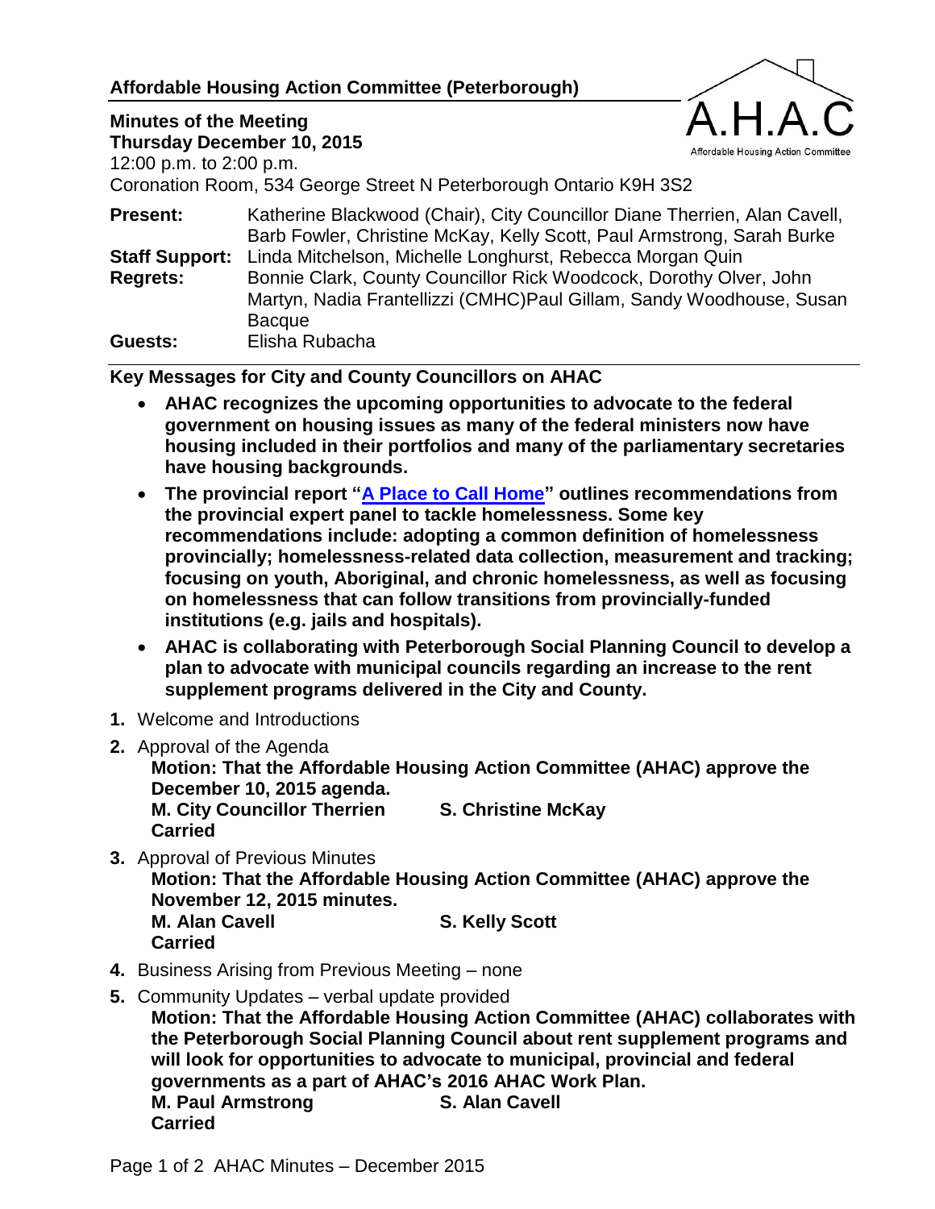## Affordable Housing Action Committee (Peterborough)

**Minutes of the Meeting**
**Thursday December 10, 2015**
12:00 p.m. to 2:00 p.m.
Coronation Room, 534 George Street N Peterborough Ontario K9H 3S2

| | |
|---|---|
| **Present:** | Katherine Blackwood (Chair), City Councillor Diane Therrien, Alan Cavell, Barb Fowler, Christine McKay, Kelly Scott, Paul Armstrong, Sarah Burke |
| **Staff Support:** | Linda Mitchelson, Michelle Longhurst, Rebecca Morgan Quin |
| **Regrets:** | Bonnie Clark, County Councillor Rick Woodcock, Dorothy Olver, John Martyn, Nadia Frantellizzi (CMHC)Paul Gillam, Sandy Woodhouse, Susan Bacque |
| **Guests:** | Elisha Rubacha |

**Key Messages for City and County Councillors on AHAC**

- **AHAC recognizes the upcoming opportunities to advocate to the federal government on housing issues as many of the federal ministers now have housing included in their portfolios and many of the parliamentary secretaries have housing backgrounds.**
- **The provincial report "A Place to Call Home" outlines recommendations from the provincial expert panel to tackle homelessness. Some key recommendations include: adopting a common definition of homelessness provincially; homelessness-related data collection, measurement and tracking; focusing on youth, Aboriginal, and chronic homelessness, as well as focusing on homelessness that can follow transitions from provincially-funded institutions (e.g. jails and hospitals).**
- **AHAC is collaborating with Peterborough Social Planning Council to develop a plan to advocate with municipal councils regarding an increase to the rent supplement programs delivered in the City and County.**

1. Welcome and Introductions
2. Approval of the Agenda
   **Motion: That the Affordable Housing Action Committee (AHAC) approve the December 10, 2015 agenda.**
   **M. City Councillor Therrien S. Christine McKay**
   **Carried**
3. Approval of Previous Minutes
   **Motion: That the Affordable Housing Action Committee (AHAC) approve the November 12, 2015 minutes.**
   **M. Alan Cavell S. Kelly Scott**
   **Carried**
4. Business Arising from Previous Meeting – none
5. Community Updates – verbal update provided
   **Motion: That the Affordable Housing Action Committee (AHAC) collaborates with the Peterborough Social Planning Council about rent supplement programs and will look for opportunities to advocate to municipal, provincial and federal governments as a part of AHAC's 2016 AHAC Work Plan.**
   **M. Paul Armstrong S. Alan Cavell**
   **Carried**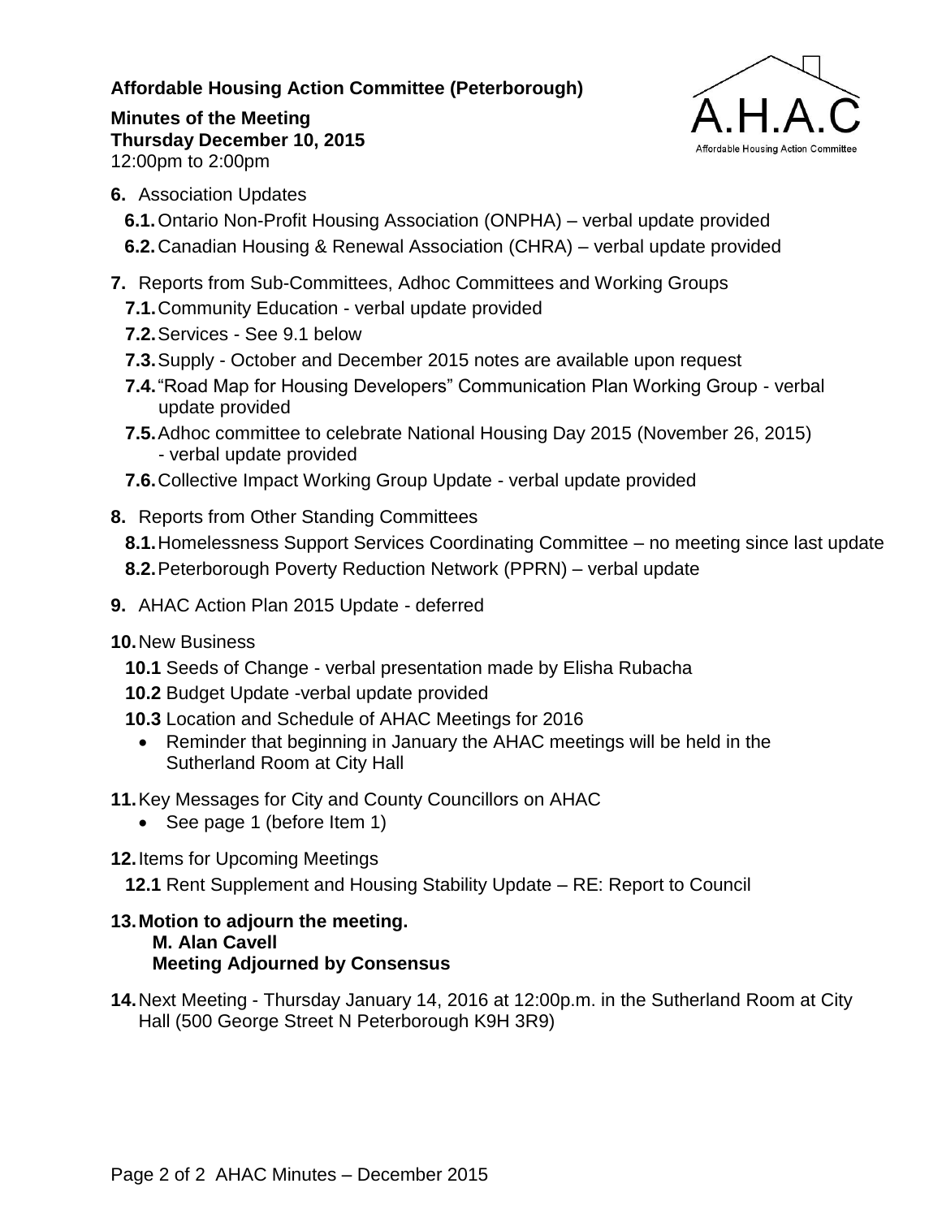**Affordable Housing Action Committee (Peterborough)**

**Minutes of the Meeting**
**Thursday December 10, 2015**
12:00pm to 2:00pm

**6.** Association Updates
- **6.1.** Ontario Non-Profit Housing Association (ONPHA) – verbal update provided
- **6.2.** Canadian Housing & Renewal Association (CHRA) – verbal update provided

**7.** Reports from Sub-Committees, Adhoc Committees and Working Groups
- **7.1.** Community Education - verbal update provided
- **7.2.** Services - See 9.1 below
- **7.3.** Supply - October and December 2015 notes are available upon request
- **7.4.** "Road Map for Housing Developers" Communication Plan Working Group - verbal update provided
- **7.5.** Adhoc committee to celebrate National Housing Day 2015 (November 26, 2015) - verbal update provided
- **7.6.** Collective Impact Working Group Update - verbal update provided

**8.** Reports from Other Standing Committees
- **8.1.** Homelessness Support Services Coordinating Committee – no meeting since last update
- **8.2.** Peterborough Poverty Reduction Network (PPRN) – verbal update

**9.** AHAC Action Plan 2015 Update - deferred

**10.** New Business
- **10.1** Seeds of Change - verbal presentation made by Elisha Rubacha
- **10.2** Budget Update -verbal update provided
- **10.3** Location and Schedule of AHAC Meetings for 2016
  - Reminder that beginning in January the AHAC meetings will be held in the Sutherland Room at City Hall

**11.** Key Messages for City and County Councillors on AHAC
- See page 1 (before Item 1)

**12.** Items for Upcoming Meetings
- **12.1** Rent Supplement and Housing Stability Update – RE: Report to Council

**13. Motion to adjourn the meeting.**
**M. Alan Cavell**
**Meeting Adjourned by Consensus**

**14.** Next Meeting - Thursday January 14, 2016 at 12:00p.m. in the Sutherland Room at City Hall (500 George Street N Peterborough K9H 3R9)